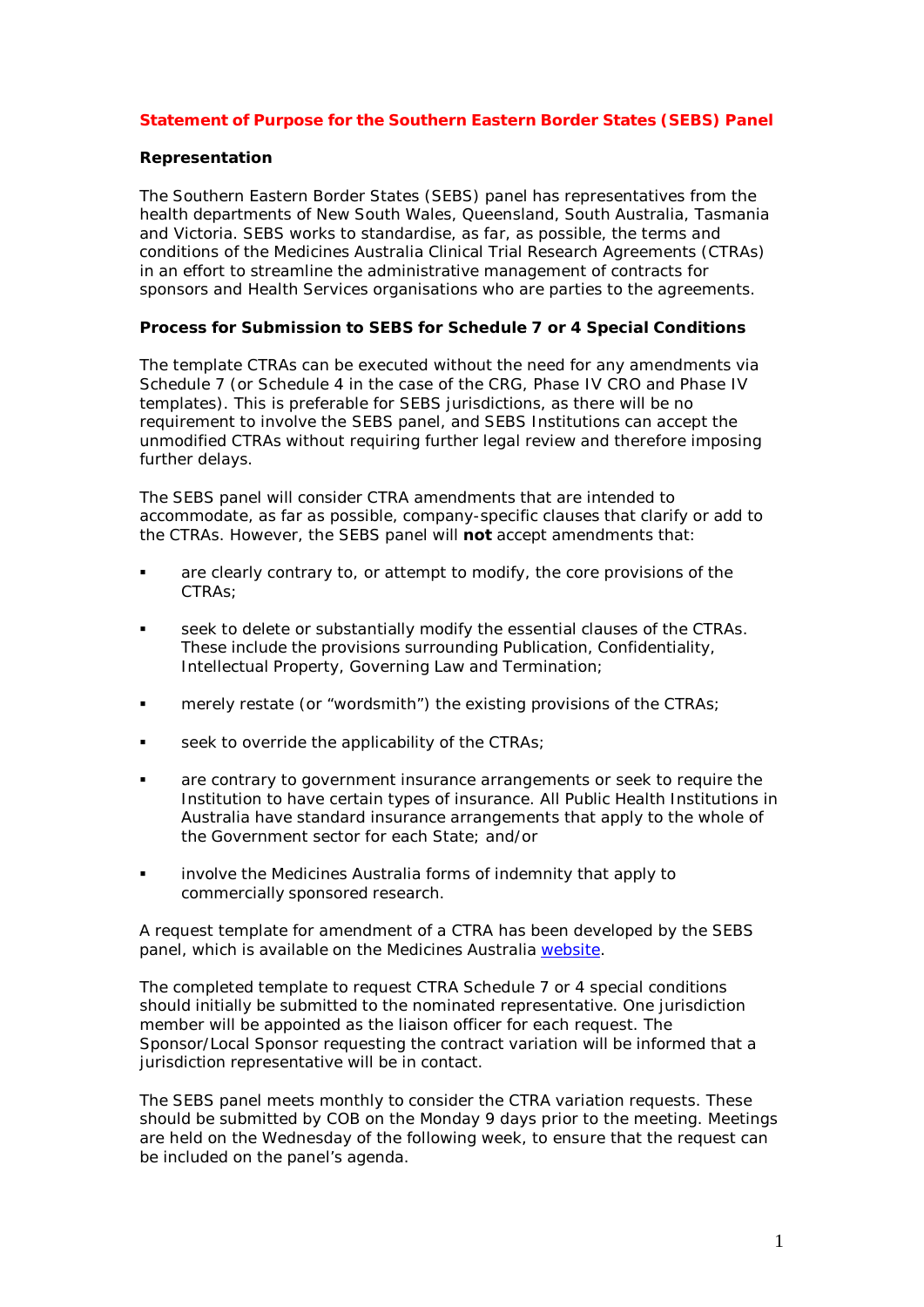# Statement of Purpose for the Southern Eastern Border States (SEBS) Panel

## Representation

The Southern Eastern Border States (SEBS) panel has representatives from the health departments of New South Wales, Queensland, South Australia, Tasmania and Victoria. SEBS works to standardise, as far, as possible, the terms and conditions of the Medicines Australia Clinical Trial Research Agreements (CTRAs) in an effort to streamline the administrative management of contracts for sponsors and Health Services organisations who are parties to the agreements.

## Process for Submission to SEBS for Schedule 7 or 4 Special Conditions

The template CTRAs can be executed without the need for any amendments via Schedule 7 (or Schedule 4 in the case of the CRG, Phase IV CRO and Phase IV templates). This is preferable for SEBS jurisdictions, as there will be no requirement to involve the SEBS panel, and SEBS Institutions can accept the unmodified CTRAs without requiring further legal review and therefore imposing further delays.

The SEBS panel will consider CTRA amendments that are intended to accommodate, as far as possible, company-specific clauses that clarify or add to the CTRAs. However, the SEBS panel will **not** accept amendments that:

- are clearly contrary to, or attempt to modify, the core provisions of the CTRAs;
- seek to delete or substantially modify the essential clauses of the CTRAs. These include the provisions surrounding Publication, Confidentiality, Intellectual Property, Governing Law and Termination;
- merely restate (or "wordsmith") the existing provisions of the CTRAs;
- seek to override the applicability of the CTRAs;
- are contrary to government insurance arrangements or seek to require the Institution to have certain types of insurance. All Public Health Institutions in Australia have standard insurance arrangements that apply to the whole of the Government sector for each State; and/or
- involve the Medicines Australia forms of indemnity that apply to commercially sponsored research.

A request template for amendment of a CTRA has been developed by the SEBS panel, which is available on the Medicines Australia website.

The completed template to request CTRA Schedule 7 or 4 special conditions should initially be submitted to the nominated representative. One jurisdiction member will be appointed as the liaison officer for each request. The Sponsor/Local Sponsor requesting the contract variation will be informed that a jurisdiction representative will be in contact.

The SEBS panel meets monthly to consider the CTRA variation requests. These should be submitted by COB on the Monday 9 days prior to the meeting. Meetings are held on the Wednesday of the following week, to ensure that the request can be included on the panel's agenda.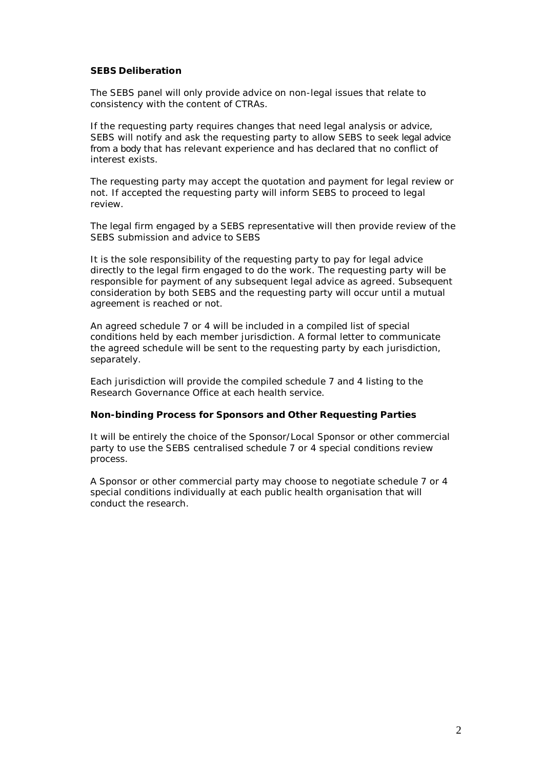**SEBS Deliberation**

The SEBS panel will only provide advice on non-legal issues that relate to consistency with the content of CTRAs.

If the requesting party requires changes that need legal analysis or advice, SEBS will notify and ask the requesting party to allow SEBS to seek legal advice from a body that has relevant experience and has declared that no conflict of interest exists.

The requesting party may accept the quotation and payment for legal review or not. If accepted the requesting party will inform SEBS to proceed to legal review.

The legal firm engaged by a SEBS representative will then provide review of the SEBS submission and advice to SEBS

It is the sole responsibility of the requesting party to pay for legal advice directly to the legal firm engaged to do the work. The requesting party will be responsible for payment of any subsequent legal advice as agreed. Subsequent consideration by both SEBS and the requesting party will occur until a mutual agreement is reached or not.

An agreed schedule 7 or 4 will be included in a compiled list of special conditions held by each member jurisdiction. A formal letter to communicate the agreed schedule will be sent to the requesting party by each jurisdiction, separately.

Each jurisdiction will provide the compiled schedule 7 and 4 listing to the Research Governance Office at each health service.

**Non-binding Process for Sponsors and Other Requesting Parties**

It will be entirely the choice of the Sponsor/Local Sponsor or other commercial party to use the SEBS centralised schedule 7 or 4 special conditions review process.

A Sponsor or other commercial party may choose to negotiate schedule 7 or 4 special conditions individually at each public health organisation that will conduct the research.